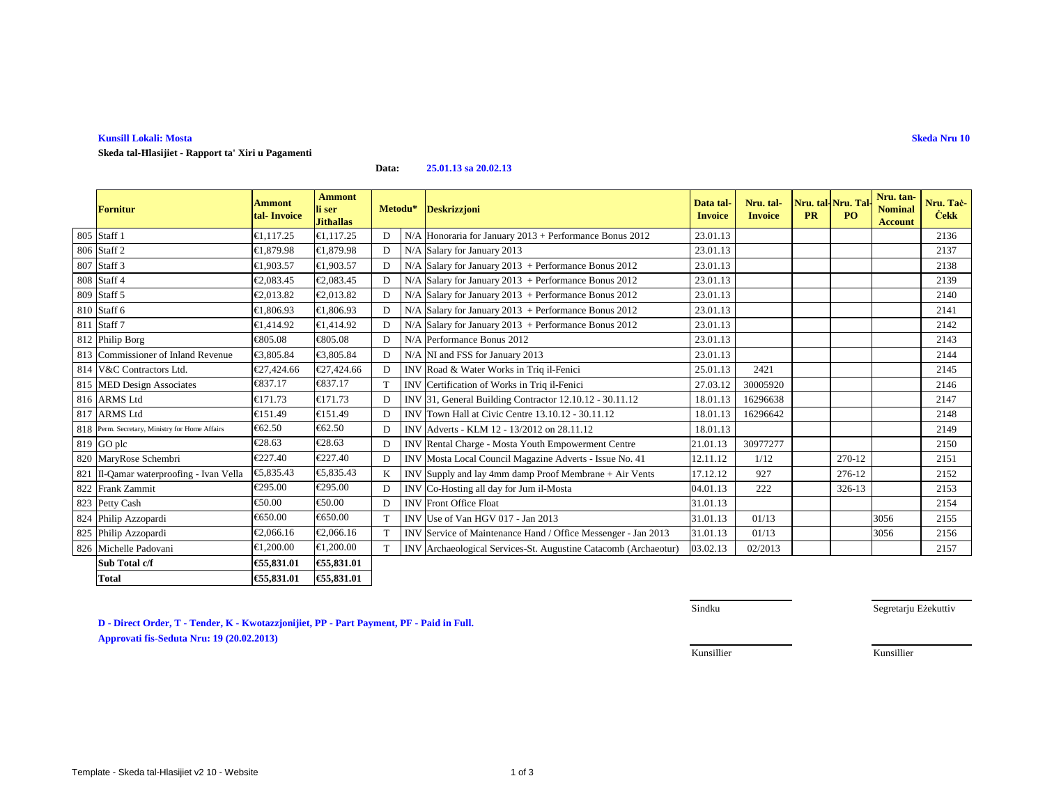**Kunsill Lokali: Mosta** **Skeda Nru 10**

**Skeda tal-Hlasijiet - Rapport ta' Xiri u Pagamenti**

**Data:** **25.01.13 sa 20.02.13**

| | Fornitur | Ammont tal- Invoice | Ammont li ser Jithallas | Metodu* | | Deskrizzjoni | Data tal-Invoice | Nru. tal-Invoice | Nru. tal-PR | Nru. Tal-PO | Nru. tan-Nominal Account | Nru. Taċ-Ċekk |
|---|---|---|---|---|---|---|---|---|---|---|---|---|
| 805 | Staff 1 | €1,117.25 | €1,117.25 | D | N/A | Honoraria for January 2013 + Performance Bonus 2012 | 23.01.13 | | | | | 2136 |
| 806 | Staff 2 | €1,879.98 | €1,879.98 | D | N/A | Salary for January 2013 | 23.01.13 | | | | | 2137 |
| 807 | Staff 3 | €1,903.57 | €1,903.57 | D | N/A | Salary for January 2013 + Performance Bonus 2012 | 23.01.13 | | | | | 2138 |
| 808 | Staff 4 | €2,083.45 | €2,083.45 | D | N/A | Salary for January 2013 + Performance Bonus 2012 | 23.01.13 | | | | | 2139 |
| 809 | Staff 5 | €2,013.82 | €2,013.82 | D | N/A | Salary for January 2013 + Performance Bonus 2012 | 23.01.13 | | | | | 2140 |
| 810 | Staff 6 | €1,806.93 | €1,806.93 | D | N/A | Salary for January 2013 + Performance Bonus 2012 | 23.01.13 | | | | | 2141 |
| 811 | Staff 7 | €1,414.92 | €1,414.92 | D | N/A | Salary for January 2013 + Performance Bonus 2012 | 23.01.13 | | | | | 2142 |
| 812 | Philip Borg | €805.08 | €805.08 | D | N/A | Performance Bonus 2012 | 23.01.13 | | | | | 2143 |
| 813 | Commissioner of Inland Revenue | €3,805.84 | €3,805.84 | D | N/A | NI and FSS for January 2013 | 23.01.13 | | | | | 2144 |
| 814 | V&C Contractors Ltd. | €27,424.66 | €27,424.66 | D | INV | Road & Water Works in Triq il-Fenici | 25.01.13 | 2421 | | | | 2145 |
| 815 | MED Design Associates | €837.17 | €837.17 | T | INV | Certification of Works in Triq il-Fenici | 27.03.12 | 30005920 | | | | 2146 |
| 816 | ARMS Ltd | €171.73 | €171.73 | D | INV | 31, General Building Contractor 12.10.12 - 30.11.12 | 18.01.13 | 16296638 | | | | 2147 |
| 817 | ARMS Ltd | €151.49 | €151.49 | D | INV | Town Hall at Civic Centre 13.10.12 - 30.11.12 | 18.01.13 | 16296642 | | | | 2148 |
| 818 | Perm. Secretary, Ministry for Home Affairs | €62.50 | €62.50 | D | INV | Adverts - KLM 12 - 13/2012 on 28.11.12 | 18.01.13 | | | | | 2149 |
| 819 | GO plc | €28.63 | €28.63 | D | INV | Rental Charge - Mosta Youth Empowerment Centre | 21.01.13 | 30977277 | | | | 2150 |
| 820 | MaryRose Schembri | €227.40 | €227.40 | D | INV | Mosta Local Council Magazine Adverts - Issue No. 41 | 12.11.12 | 1/12 | | 270-12 | | 2151 |
| 821 | Il-Qamar waterproofing - Ivan Vella | €5,835.43 | €5,835.43 | K | INV | Supply and lay 4mm damp Proof Membrane + Air Vents | 17.12.12 | 927 | | 276-12 | | 2152 |
| 822 | Frank Zammit | €295.00 | €295.00 | D | INV | Co-Hosting all day for Jum il-Mosta | 04.01.13 | 222 | | 326-13 | | 2153 |
| 823 | Petty Cash | €50.00 | €50.00 | D | INV | Front Office Float | 31.01.13 | | | | | 2154 |
| 824 | Philip Azzopardi | €650.00 | €650.00 | T | INV | Use of Van HGV 017 - Jan 2013 | 31.01.13 | 01/13 | | | 3056 | 2155 |
| 825 | Philip Azzopardi | €2,066.16 | €2,066.16 | T | INV | Service of Maintenance Hand / Office Messenger - Jan 2013 | 31.01.13 | 01/13 | | | 3056 | 2156 |
| 826 | Michelle Padovani | €1,200.00 | €1,200.00 | T | INV | Archaeological Services-St. Augustine Catacomb (Archaeotur) | 03.02.13 | 02/2013 | | | | 2157 |
| | **Sub Total c/f** | **€55,831.01** | **€55,831.01** | | | | | | | | | |
| | **Total** | **€55,831.01** | **€55,831.01** | | | | | | | | | |

Sindku

Segretarju Eżekuttiv

**D - Direct Order, T - Tender, K - Kwotazzjonijiet, PP - Part Payment, PF - Paid in Full.**

**Approvati fis-Seduta Nru: 19 (20.02.2013)**

Kunsillier

Kunsillier

Template - Skeda tal-Hlasijiet v2 10 - Website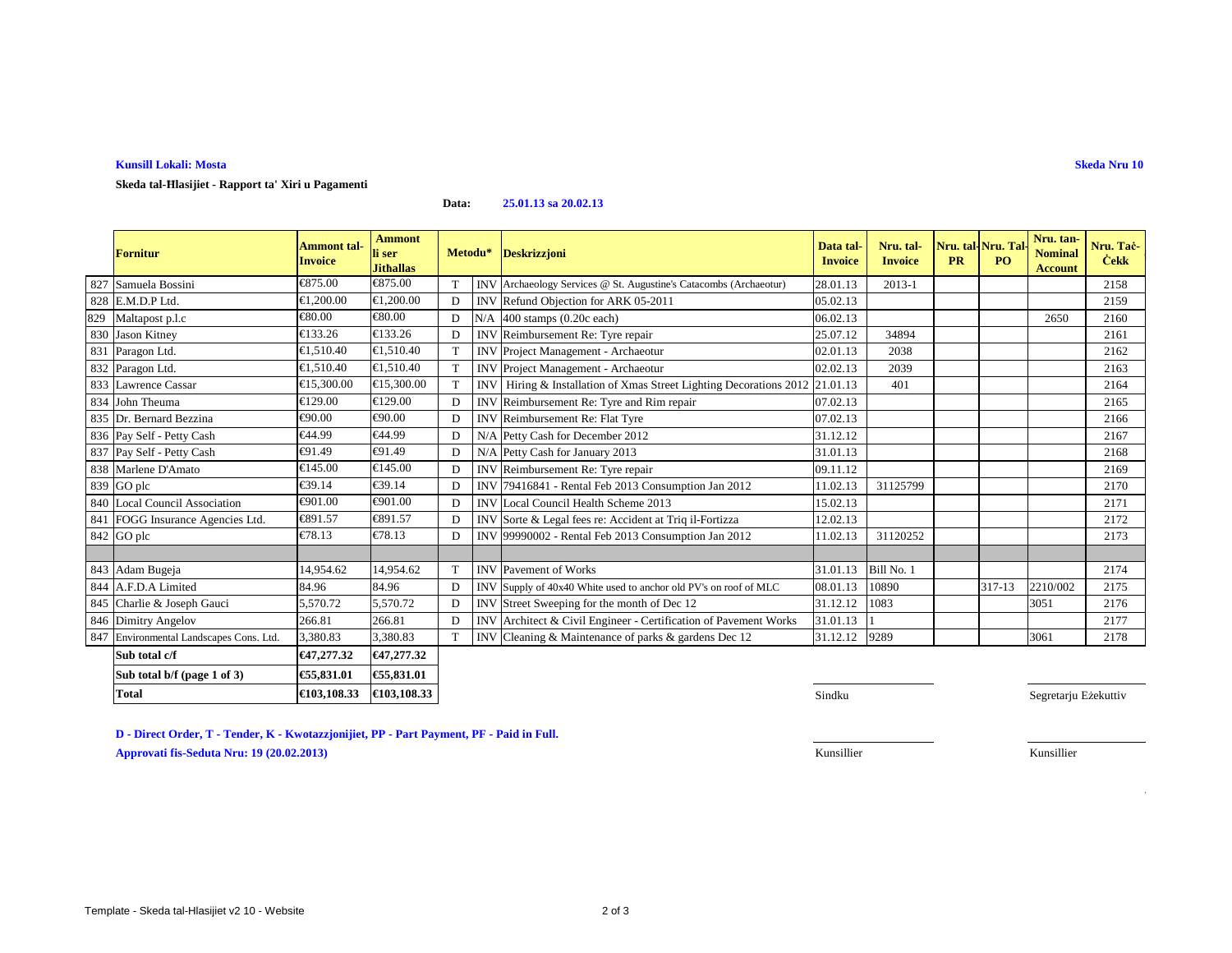**Kunsill Lokali: Mosta**

**Skeda Nru 10**

**Skeda tal-Ħlasijiet - Rapport ta' Xiri u Pagamenti**

**Data: 25.01.13 sa 20.02.13**

| | Fornitur | Ammont tal-Invoice | Ammont li ser Jithallas | Metodu* | | Deskrizzjoni | Data tal-Invoice | Nru. tal-Invoice | Nru. tal-PR | Nru. Tal-PO | Nru. tan-Nominal Account | Nru. Taċ-Ċekk |
|---|---|---|---|---|---|---|---|---|---|---|---|---|
| 827 | Samuela Bossini | €875.00 | €875.00 | T | INV | Archaeology Services @ St. Augustine's Catacombs (Archaeotur) | 28.01.13 | 2013-1 | | | | 2158 |
| 828 | E.M.D.P Ltd. | €1,200.00 | €1,200.00 | D | INV | Refund Objection for ARK 05-2011 | 05.02.13 | | | | | 2159 |
| 829 | Maltapost p.l.c | €80.00 | €80.00 | D | N/A | 400 stamps (0.20c each) | 06.02.13 | | | | 2650 | 2160 |
| 830 | Jason Kitney | €133.26 | €133.26 | D | INV | Reimbursement Re: Tyre repair | 25.07.12 | 34894 | | | | 2161 |
| 831 | Paragon Ltd. | €1,510.40 | €1,510.40 | T | INV | Project Management - Archaeotur | 02.01.13 | 2038 | | | | 2162 |
| 832 | Paragon Ltd. | €1,510.40 | €1,510.40 | T | INV | Project Management - Archaeotur | 02.02.13 | 2039 | | | | 2163 |
| 833 | Lawrence Cassar | €15,300.00 | €15,300.00 | T | INV | Hiring & Installation of Xmas Street Lighting Decorations 2012 | 21.01.13 | 401 | | | | 2164 |
| 834 | John Theuma | €129.00 | €129.00 | D | INV | Reimbursement Re: Tyre and Rim repair | 07.02.13 | | | | | 2165 |
| 835 | Dr. Bernard Bezzina | €90.00 | €90.00 | D | INV | Reimbursement Re: Flat Tyre | 07.02.13 | | | | | 2166 |
| 836 | Pay Self - Petty Cash | €44.99 | €44.99 | D | N/A | Petty Cash for December 2012 | 31.12.12 | | | | | 2167 |
| 837 | Pay Self - Petty Cash | €91.49 | €91.49 | D | N/A | Petty Cash for January 2013 | 31.01.13 | | | | | 2168 |
| 838 | Marlene D'Amato | €145.00 | €145.00 | D | INV | Reimbursement Re: Tyre repair | 09.11.12 | | | | | 2169 |
| 839 | GO plc | €39.14 | €39.14 | D | INV | 79416841 - Rental Feb 2013 Consumption Jan 2012 | 11.02.13 | 31125799 | | | | 2170 |
| 840 | Local Council Association | €901.00 | €901.00 | D | INV | Local Council Health Scheme 2013 | 15.02.13 | | | | | 2171 |
| 841 | FOGG Insurance Agencies Ltd. | €891.57 | €891.57 | D | INV | Sorte & Legal fees re: Accident at Triq il-Fortizza | 12.02.13 | | | | | 2172 |
| 842 | GO plc | €78.13 | €78.13 | D | INV | 99990002 - Rental Feb 2013 Consumption Jan 2012 | 11.02.13 | 31120252 | | | | 2173 |
| | | | | | | | | | | | | |
| 843 | Adam Bugeja | 14,954.62 | 14,954.62 | T | INV | Pavement of Works | 31.01.13 | Bill No. 1 | | | | 2174 |
| 844 | A.F.D.A Limited | 84.96 | 84.96 | D | INV | Supply of 40x40 White used to anchor old PV's on roof of MLC | 08.01.13 | 10890 | | 317-13 | 2210/002 | 2175 |
| 845 | Charlie & Joseph Gauci | 5,570.72 | 5,570.72 | D | INV | Street Sweeping for the month of Dec 12 | 31.12.12 | 1083 | | | 3051 | 2176 |
| 846 | Dimitry Angelov | 266.81 | 266.81 | D | INV | Architect & Civil Engineer - Certification of Pavement Works | 31.01.13 | 1 | | | | 2177 |
| 847 | Environmental Landscapes Cons. Ltd. | 3,380.83 | 3,380.83 | T | INV | Cleaning & Maintenance of parks & gardens Dec 12 | 31.12.12 | 9289 | | | 3061 | 2178 |

| | | |
|---|---|---|
| **Sub total c/f** | **€47,277.32** | **€47,277.32** |
| **Sub total b/f (page 1 of 3)** | **€55,831.01** | **€55,831.01** |
| **Total** | **€103,108.33** | **€103,108.33** |

Sindku ____________ Segretarju Eżekuttiv ____________

Kunsillier ____________ Kunsillier ____________

**D - Direct Order, T - Tender, K - Kwotazzjonijiet, PP - Part Payment, PF - Paid in Full.**

**Approvati fis-Seduta Nru: 19 (20.02.2013)**

Template - Skeda tal-Hlasijiet v2 10 - Website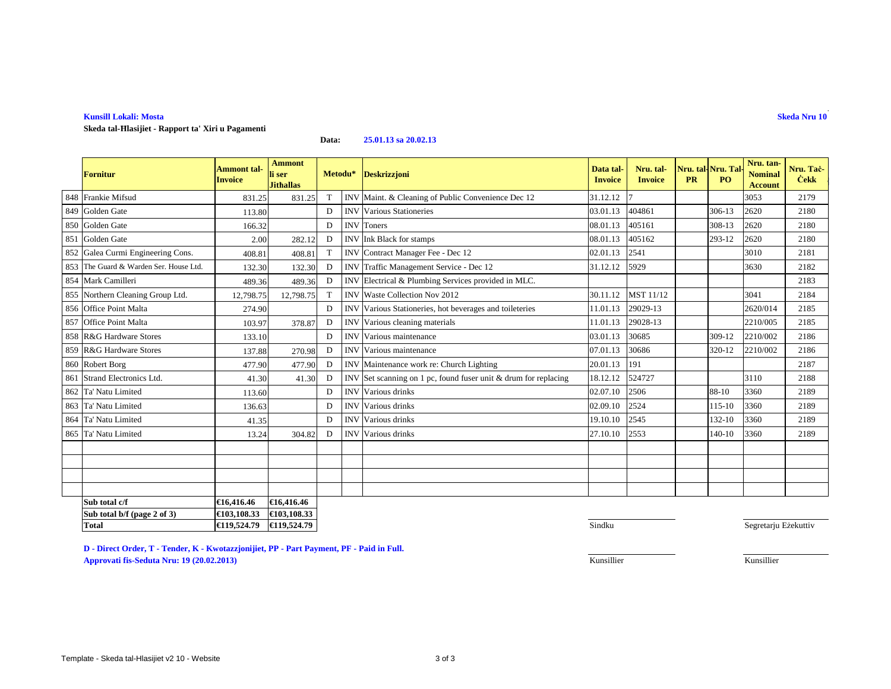**Kunsill Lokali: Mosta** **Skeda Nru 10**

**Skeda tal-Ħlasijiet - Rapport ta' Xiri u Pagamenti**

**Data: 25.01.13 sa 20.02.13**

| | Fornitur | Ammont tal-Invoice | Ammont li ser Jitħallas | Metodu* | | Deskrizzjoni | Data tal-Invoice | Nru. tal-Invoice | Nru. tal-PR | Nru. Tal-PO | Nru. tan-Nominal Account | Nru. Taċ-Ċekk |
|---|---|---|---|---|---|---|---|---|---|---|---|---|
| 848 | Frankie Mifsud | 831.25 | 831.25 | T | INV | Maint. & Cleaning of Public Convenience Dec 12 | 31.12.12 | 7 | | | 3053 | 2179 |
| 849 | Golden Gate | 113.80 | | D | INV | Various Stationeries | 03.01.13 | 404861 | | 306-13 | 2620 | 2180 |
| 850 | Golden Gate | 166.32 | | D | INV | Toners | 08.01.13 | 405161 | | 308-13 | 2620 | 2180 |
| 851 | Golden Gate | 2.00 | 282.12 | D | INV | Ink Black for stamps | 08.01.13 | 405162 | | 293-12 | 2620 | 2180 |
| 852 | Galea Curmi Engineering Cons. | 408.81 | 408.81 | T | INV | Contract Manager Fee - Dec 12 | 02.01.13 | 2541 | | | 3010 | 2181 |
| 853 | The Guard & Warden Ser. House Ltd. | 132.30 | 132.30 | D | INV | Traffic Management Service - Dec 12 | 31.12.12 | 5929 | | | 3630 | 2182 |
| 854 | Mark Camilleri | 489.36 | 489.36 | D | INV | Electrical & Plumbing Services provided in MLC. | | | | | | 2183 |
| 855 | Northern Cleaning Group Ltd. | 12,798.75 | 12,798.75 | T | INV | Waste Collection Nov 2012 | 30.11.12 | MST 11/12 | | | 3041 | 2184 |
| 856 | Office Point Malta | 274.90 | | D | INV | Various Stationeries, hot beverages and toileteries | 11.01.13 | 29029-13 | | | 2620/014 | 2185 |
| 857 | Office Point Malta | 103.97 | 378.87 | D | INV | Various cleaning materials | 11.01.13 | 29028-13 | | | 2210/005 | 2185 |
| 858 | R&G Hardware Stores | 133.10 | | D | INV | Various maintenance | 03.01.13 | 30685 | | 309-12 | 2210/002 | 2186 |
| 859 | R&G Hardware Stores | 137.88 | 270.98 | D | INV | Various maintenance | 07.01.13 | 30686 | | 320-12 | 2210/002 | 2186 |
| 860 | Robert Borg | 477.90 | 477.90 | D | INV | Maintenance work re: Church Lighting | 20.01.13 | 191 | | | | 2187 |
| 861 | Strand Electronics Ltd. | 41.30 | 41.30 | D | INV | Set scanning on 1 pc, found fuser unit & drum for replacing | 18.12.12 | 524727 | | | 3110 | 2188 |
| 862 | Ta' Natu Limited | 113.60 | | D | INV | Various drinks | 02.07.10 | 2506 | | 88-10 | 3360 | 2189 |
| 863 | Ta' Natu Limited | 136.63 | | D | INV | Various drinks | 02.09.10 | 2524 | | 115-10 | 3360 | 2189 |
| 864 | Ta' Natu Limited | 41.35 | | D | INV | Various drinks | 19.10.10 | 2545 | | 132-10 | 3360 | 2189 |
| 865 | Ta' Natu Limited | 13.24 | 304.82 | D | INV | Various drinks | 27.10.10 | 2553 | | 140-10 | 3360 | 2189 |
| | | | | | | | | | | | | |
| | | | | | | | | | | | | |
| | | | | | | | | | | | | |
| | | | | | | | | | | | | |
| | **Sub total c/f** | **€16,416.46** | **€16,416.46** | | | | | | | | | |
| | **Sub total b/f (page 2 of 3)** | **€103,108.33** | **€103,108.33** | | | | | | | | | |
| | **Total** | **€119,524.79** | **€119,524.79** | | | | | | | | | |

Sindku — Segretarju Eżekuttiv

**D - Direct Order, T - Tender, K - Kwotazzjonijiet, PP - Part Payment, PF - Paid in Full.**

**Approvati fis-Seduta Nru: 19 (20.02.2013)**

Kunsillier — Kunsillier

Template - Skeda tal-Hlasijiet v2 10 - Website